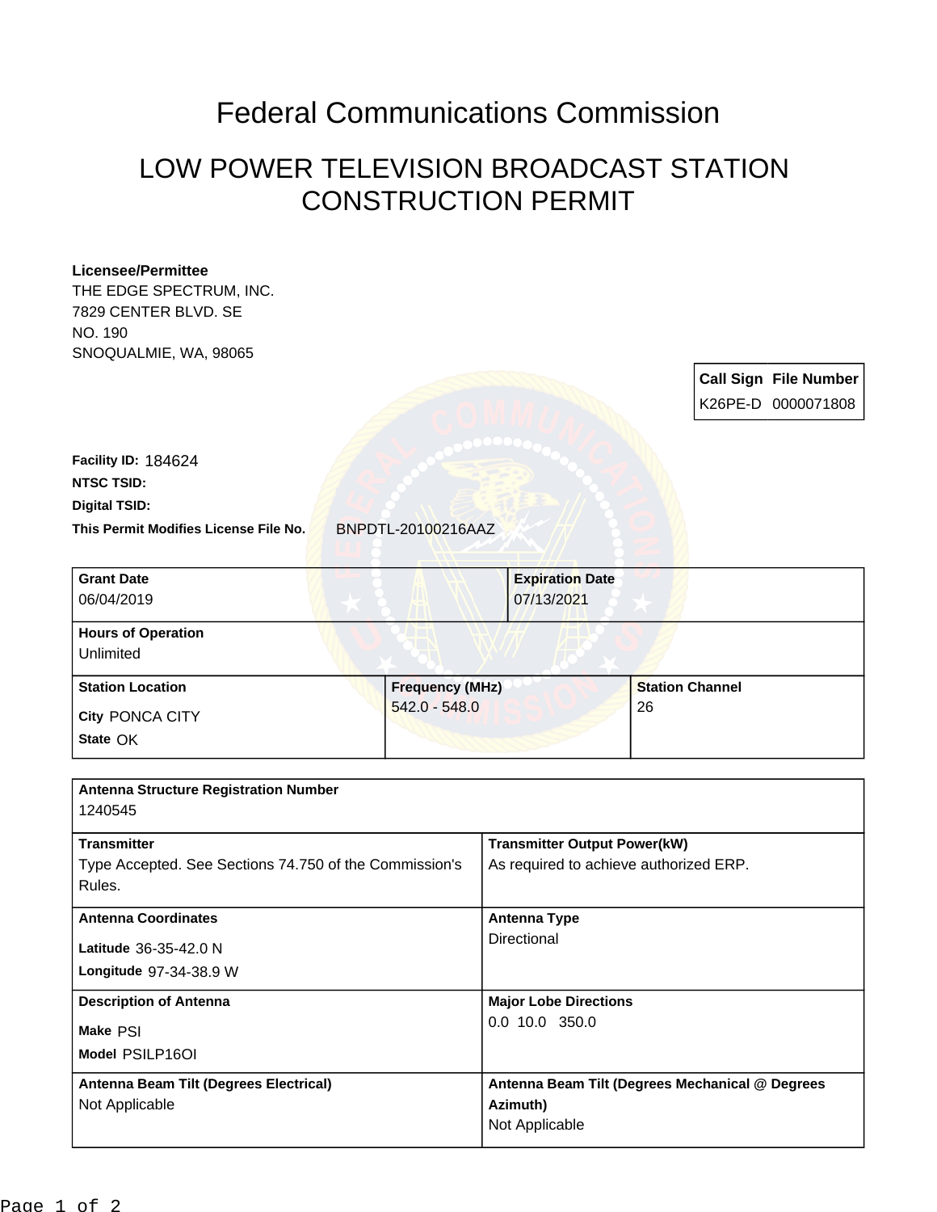# Federal Communications Commission

## LOW POWER TELEVISION BROADCAST STATION CONSTRUCTION PERMIT

**Licensee/Permittee**
THE EDGE SPECTRUM, INC.
7829 CENTER BLVD. SE
NO. 190
SNOQUALMIE, WA, 98065

| Call Sign | File Number |
|---|---|
| K26PE-D | 0000071808 |

**Facility ID:** 184624
**NTSC TSID:**
**Digital TSID:**
**This Permit Modifies License File No.** BNPDTL-20100216AAZ

| Grant Date | Expiration Date |
|---|---|
| 06/04/2019 | 07/13/2021 |

| Hours of Operation |
|---|
| Unlimited |

| Station Location | Frequency (MHz) | Station Channel |
|---|---|---|
| City PONCA CITY<br>State OK | 542.0 - 548.0 | 26 |

| Antenna Structure Registration Number | |
|---|---|
| 1240545 | |
| **Transmitter** | **Transmitter Output Power(kW)** |
| Type Accepted. See Sections 74.750 of the Commission's Rules. | As required to achieve authorized ERP. |
| **Antenna Coordinates** | **Antenna Type** |
| Latitude 36-35-42.0 N<br>Longitude 97-34-38.9 W | Directional |
| **Description of Antenna** | **Major Lobe Directions** |
| Make PSI<br>Model PSILP16OI | 0.0 10.0 350.0 |
| **Antenna Beam Tilt (Degrees Electrical)** | **Antenna Beam Tilt (Degrees Mechanical @ Degrees Azimuth)** |
| Not Applicable | Not Applicable |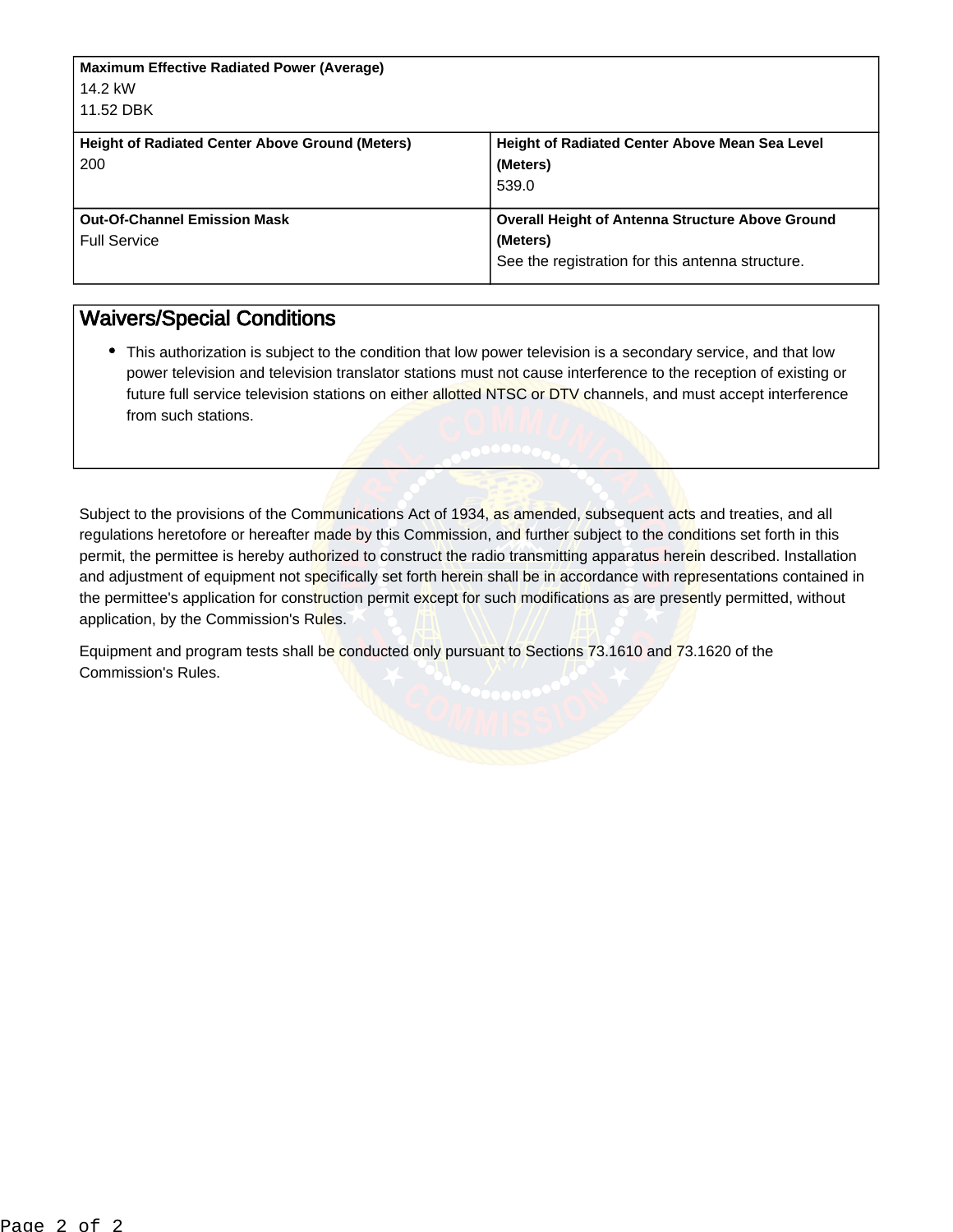| | |
|---|---|
| **Maximum Effective Radiated Power (Average)**<br>14.2 kW<br>11.52 DBK | |
| **Height of Radiated Center Above Ground (Meters)**<br>200 | **Height of Radiated Center Above Mean Sea Level (Meters)**<br>539.0 |
| **Out-Of-Channel Emission Mask**<br>Full Service | **Overall Height of Antenna Structure Above Ground (Meters)**<br>See the registration for this antenna structure. |

## Waivers/Special Conditions

- This authorization is subject to the condition that low power television is a secondary service, and that low power television and television translator stations must not cause interference to the reception of existing or future full service television stations on either allotted NTSC or DTV channels, and must accept interference from such stations.

Subject to the provisions of the Communications Act of 1934, as amended, subsequent acts and treaties, and all regulations heretofore or hereafter made by this Commission, and further subject to the conditions set forth in this permit, the permittee is hereby authorized to construct the radio transmitting apparatus herein described. Installation and adjustment of equipment not specifically set forth herein shall be in accordance with representations contained in the permittee's application for construction permit except for such modifications as are presently permitted, without application, by the Commission's Rules.

Equipment and program tests shall be conducted only pursuant to Sections 73.1610 and 73.1620 of the Commission's Rules.